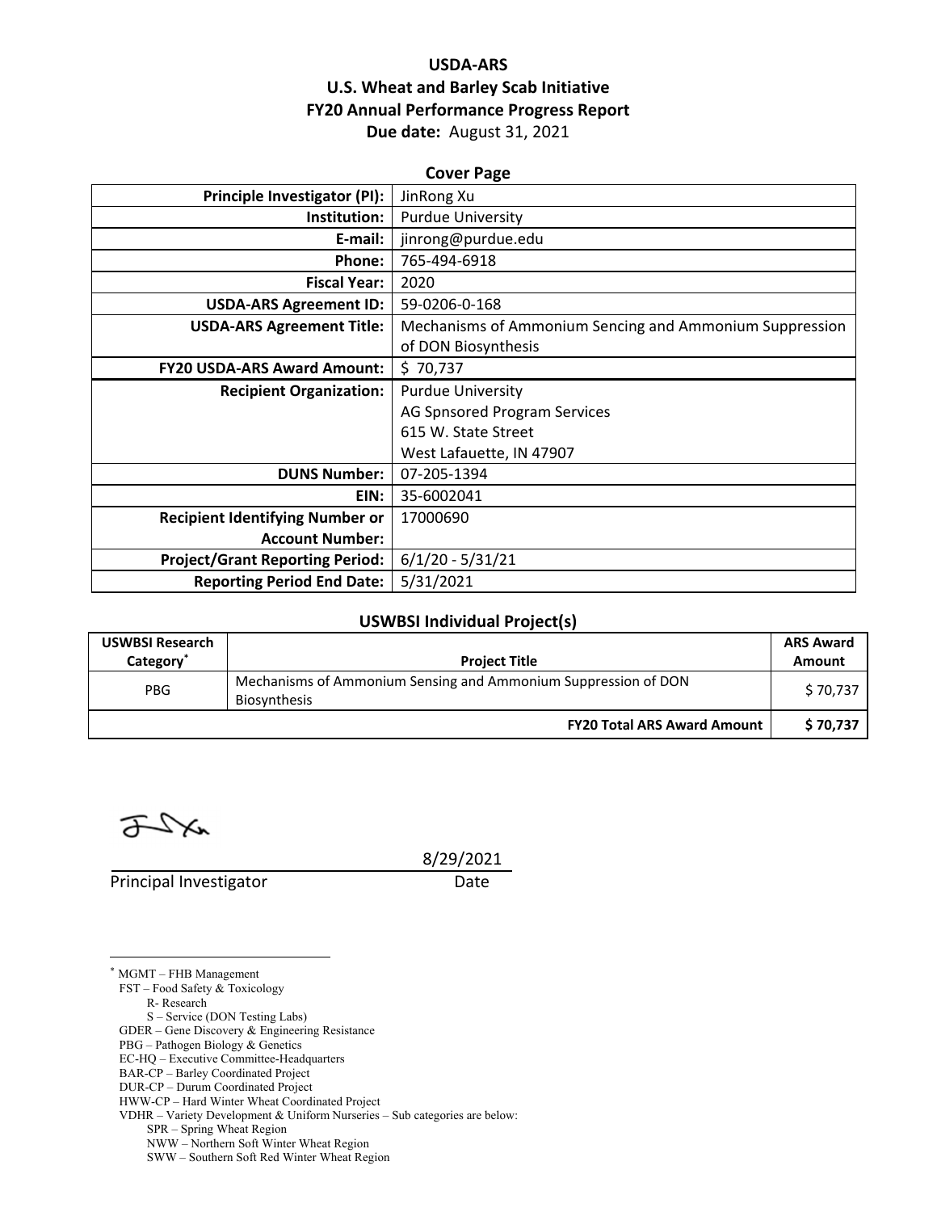**USDA-ARS**
**U.S. Wheat and Barley Scab Initiative**
**FY20 Annual Performance Progress Report**
**Due date:** August 31, 2021

**Cover Page**

| | |
|---|---|
| **Principle Investigator (PI):** | JinRong Xu |
| **Institution:** | Purdue University |
| **E-mail:** | jinrong@purdue.edu |
| **Phone:** | 765-494-6918 |
| **Fiscal Year:** | 2020 |
| **USDA-ARS Agreement ID:** | 59-0206-0-168 |
| **USDA-ARS Agreement Title:** | Mechanisms of Ammonium Sencing and Ammonium Suppression of DON Biosynthesis |
| **FY20 USDA-ARS Award Amount:** | $ 70,737 |
| **Recipient Organization:** | Purdue University<br>AG Spnsored Program Services<br>615 W. State Street<br>West Lafauette, IN 47907 |
| **DUNS Number:** | 07-205-1394 |
| **EIN:** | 35-6002041 |
| **Recipient Identifying Number or Account Number:** | 17000690 |
| **Project/Grant Reporting Period:** | 6/1/20 - 5/31/21 |
| **Reporting Period End Date:** | 5/31/2021 |

**USWBSI Individual Project(s)**

| USWBSI Research Category* | Project Title | ARS Award Amount |
|---|---|---|
| PBG | Mechanisms of Ammonium Sensing and Ammonium Suppression of DON Biosynthesis | $ 70,737 |
| | **FY20 Total ARS Award Amount** | **$ 70,737** |

8/29/2021

Principal Investigator Date

---

\* MGMT – FHB Management
FST – Food Safety & Toxicology
R- Research
S – Service (DON Testing Labs)
GDER – Gene Discovery & Engineering Resistance
PBG – Pathogen Biology & Genetics
EC-HQ – Executive Committee-Headquarters
BAR-CP – Barley Coordinated Project
DUR-CP – Durum Coordinated Project
HWW-CP – Hard Winter Wheat Coordinated Project
VDHR – Variety Development & Uniform Nurseries – Sub categories are below:
SPR – Spring Wheat Region
NWW – Northern Soft Winter Wheat Region
SWW – Southern Soft Red Winter Wheat Region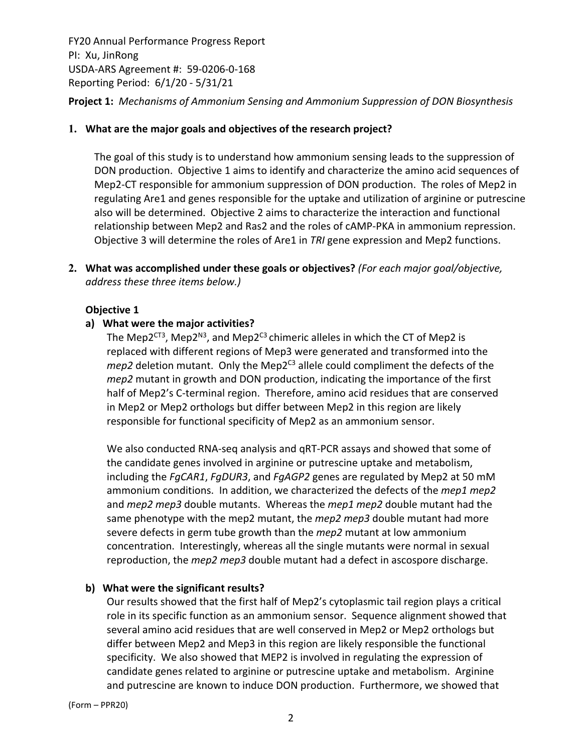FY20 Annual Performance Progress Report
PI: Xu, JinRong
USDA-ARS Agreement #: 59-0206-0-168
Reporting Period: 6/1/20 - 5/31/21

**Project 1:** *Mechanisms of Ammonium Sensing and Ammonium Suppression of DON Biosynthesis*

## 1. What are the major goals and objectives of the research project?

The goal of this study is to understand how ammonium sensing leads to the suppression of DON production. Objective 1 aims to identify and characterize the amino acid sequences of Mep2-CT responsible for ammonium suppression of DON production. The roles of Mep2 in regulating Are1 and genes responsible for the uptake and utilization of arginine or putrescine also will be determined. Objective 2 aims to characterize the interaction and functional relationship between Mep2 and Ras2 and the roles of cAMP-PKA in ammonium repression. Objective 3 will determine the roles of Are1 in *TRI* gene expression and Mep2 functions.

## 2. What was accomplished under these goals or objectives? *(For each major goal/objective, address these three items below.)*

### Objective 1

#### a) What were the major activities?

The Mep2$^{CT3}$, Mep2$^{N3}$, and Mep2$^{C3}$ chimeric alleles in which the CT of Mep2 is replaced with different regions of Mep3 were generated and transformed into the *mep2* deletion mutant. Only the Mep2$^{C3}$ allele could compliment the defects of the *mep2* mutant in growth and DON production, indicating the importance of the first half of Mep2's C-terminal region. Therefore, amino acid residues that are conserved in Mep2 or Mep2 orthologs but differ between Mep2 in this region are likely responsible for functional specificity of Mep2 as an ammonium sensor.

We also conducted RNA-seq analysis and qRT-PCR assays and showed that some of the candidate genes involved in arginine or putrescine uptake and metabolism, including the *FgCAR1*, *FgDUR3*, and *FgAGP2* genes are regulated by Mep2 at 50 mM ammonium conditions. In addition, we characterized the defects of the *mep1 mep2* and *mep2 mep3* double mutants. Whereas the *mep1 mep2* double mutant had the same phenotype with the mep2 mutant, the *mep2 mep3* double mutant had more severe defects in germ tube growth than the *mep2* mutant at low ammonium concentration. Interestingly, whereas all the single mutants were normal in sexual reproduction, the *mep2 mep3* double mutant had a defect in ascospore discharge.

#### b) What were the significant results?

Our results showed that the first half of Mep2's cytoplasmic tail region plays a critical role in its specific function as an ammonium sensor. Sequence alignment showed that several amino acid residues that are well conserved in Mep2 or Mep2 orthologs but differ between Mep2 and Mep3 in this region are likely responsible the functional specificity. We also showed that MEP2 is involved in regulating the expression of candidate genes related to arginine or putrescine uptake and metabolism. Arginine and putrescine are known to induce DON production. Furthermore, we showed that

(Form – PPR20)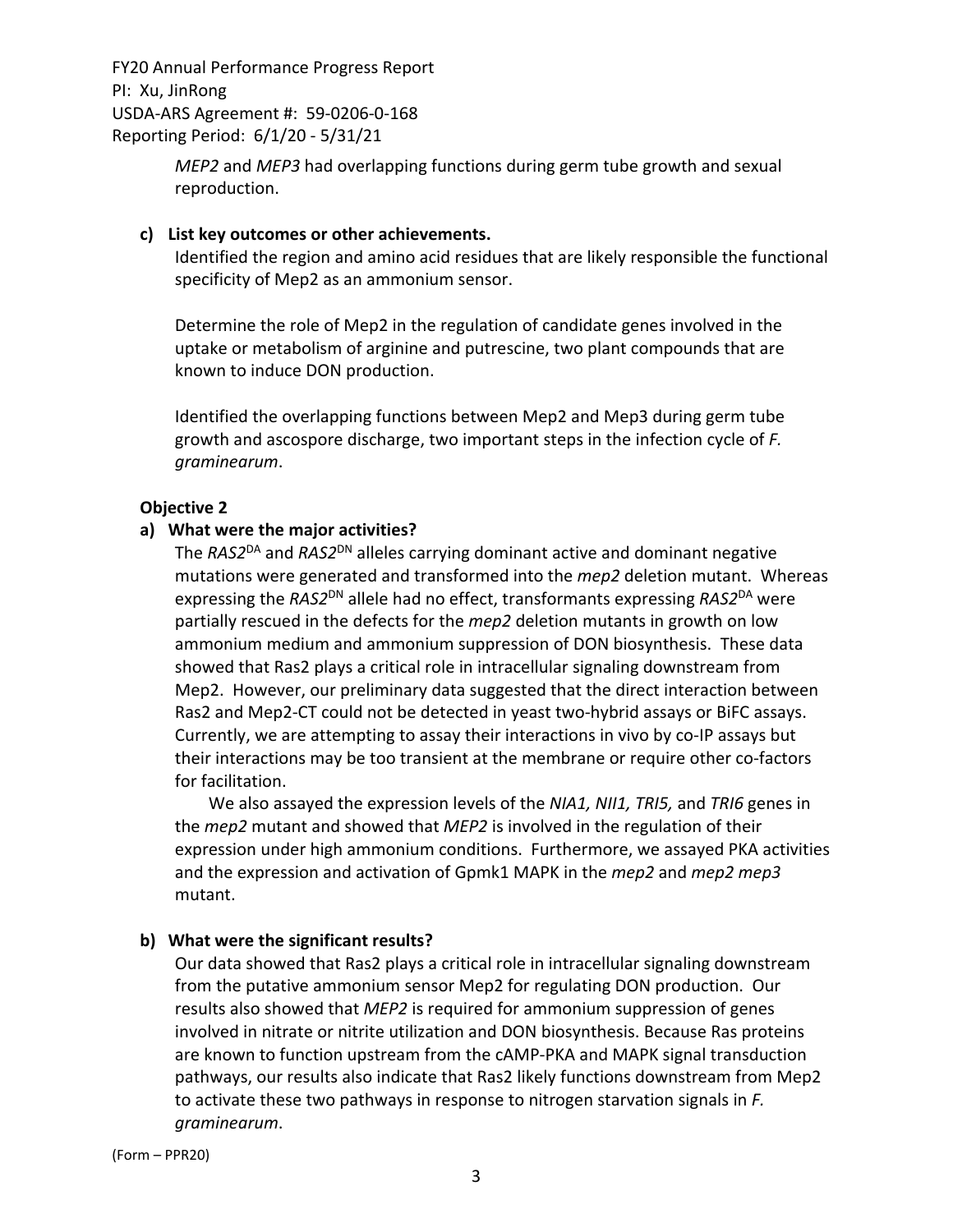*MEP2* and *MEP3* had overlapping functions during germ tube growth and sexual reproduction.

**c) List key outcomes or other achievements.**

Identified the region and amino acid residues that are likely responsible the functional specificity of Mep2 as an ammonium sensor.

Determine the role of Mep2 in the regulation of candidate genes involved in the uptake or metabolism of arginine and putrescine, two plant compounds that are known to induce DON production.

Identified the overlapping functions between Mep2 and Mep3 during germ tube growth and ascospore discharge, two important steps in the infection cycle of *F. graminearum*.

**Objective 2**

**a) What were the major activities?**

The *RAS2*$^{DA}$ and *RAS2*$^{DN}$ alleles carrying dominant active and dominant negative mutations were generated and transformed into the *mep2* deletion mutant. Whereas expressing the *RAS2*$^{DN}$ allele had no effect, transformants expressing *RAS2*$^{DA}$ were partially rescued in the defects for the *mep2* deletion mutants in growth on low ammonium medium and ammonium suppression of DON biosynthesis. These data showed that Ras2 plays a critical role in intracellular signaling downstream from Mep2. However, our preliminary data suggested that the direct interaction between Ras2 and Mep2-CT could not be detected in yeast two-hybrid assays or BiFC assays. Currently, we are attempting to assay their interactions in vivo by co-IP assays but their interactions may be too transient at the membrane or require other co-factors for facilitation.

We also assayed the expression levels of the *NIA1, NII1, TRI5,* and *TRI6* genes in the *mep2* mutant and showed that *MEP2* is involved in the regulation of their expression under high ammonium conditions. Furthermore, we assayed PKA activities and the expression and activation of Gpmk1 MAPK in the *mep2* and *mep2 mep3* mutant.

**b) What were the significant results?**

Our data showed that Ras2 plays a critical role in intracellular signaling downstream from the putative ammonium sensor Mep2 for regulating DON production. Our results also showed that *MEP2* is required for ammonium suppression of genes involved in nitrate or nitrite utilization and DON biosynthesis. Because Ras proteins are known to function upstream from the cAMP-PKA and MAPK signal transduction pathways, our results also indicate that Ras2 likely functions downstream from Mep2 to activate these two pathways in response to nitrogen starvation signals in *F. graminearum*.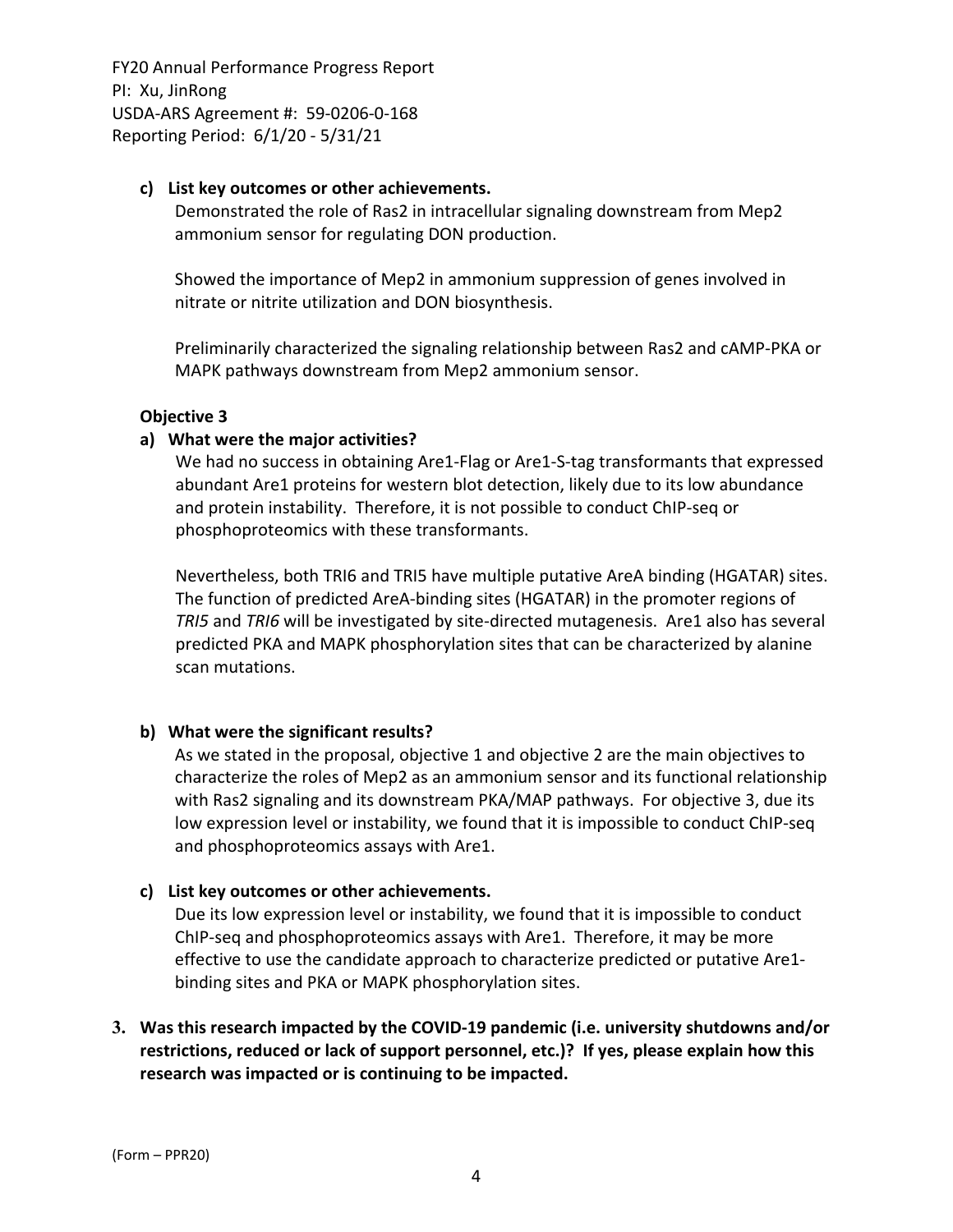**c) List key outcomes or other achievements.**

Demonstrated the role of Ras2 in intracellular signaling downstream from Mep2 ammonium sensor for regulating DON production.

Showed the importance of Mep2 in ammonium suppression of genes involved in nitrate or nitrite utilization and DON biosynthesis.

Preliminarily characterized the signaling relationship between Ras2 and cAMP-PKA or MAPK pathways downstream from Mep2 ammonium sensor.

**Objective 3**

**a) What were the major activities?**

We had no success in obtaining Are1-Flag or Are1-S-tag transformants that expressed abundant Are1 proteins for western blot detection, likely due to its low abundance and protein instability. Therefore, it is not possible to conduct ChIP-seq or phosphoproteomics with these transformants.

Nevertheless, both TRI6 and TRI5 have multiple putative AreA binding (HGATAR) sites. The function of predicted AreA-binding sites (HGATAR) in the promoter regions of *TRI5* and *TRI6* will be investigated by site-directed mutagenesis. Are1 also has several predicted PKA and MAPK phosphorylation sites that can be characterized by alanine scan mutations.

**b) What were the significant results?**

As we stated in the proposal, objective 1 and objective 2 are the main objectives to characterize the roles of Mep2 as an ammonium sensor and its functional relationship with Ras2 signaling and its downstream PKA/MAP pathways. For objective 3, due its low expression level or instability, we found that it is impossible to conduct ChIP-seq and phosphoproteomics assays with Are1.

**c) List key outcomes or other achievements.**

Due its low expression level or instability, we found that it is impossible to conduct ChIP-seq and phosphoproteomics assays with Are1. Therefore, it may be more effective to use the candidate approach to characterize predicted or putative Are1-binding sites and PKA or MAPK phosphorylation sites.

**3. Was this research impacted by the COVID-19 pandemic (i.e. university shutdowns and/or restrictions, reduced or lack of support personnel, etc.)? If yes, please explain how this research was impacted or is continuing to be impacted.**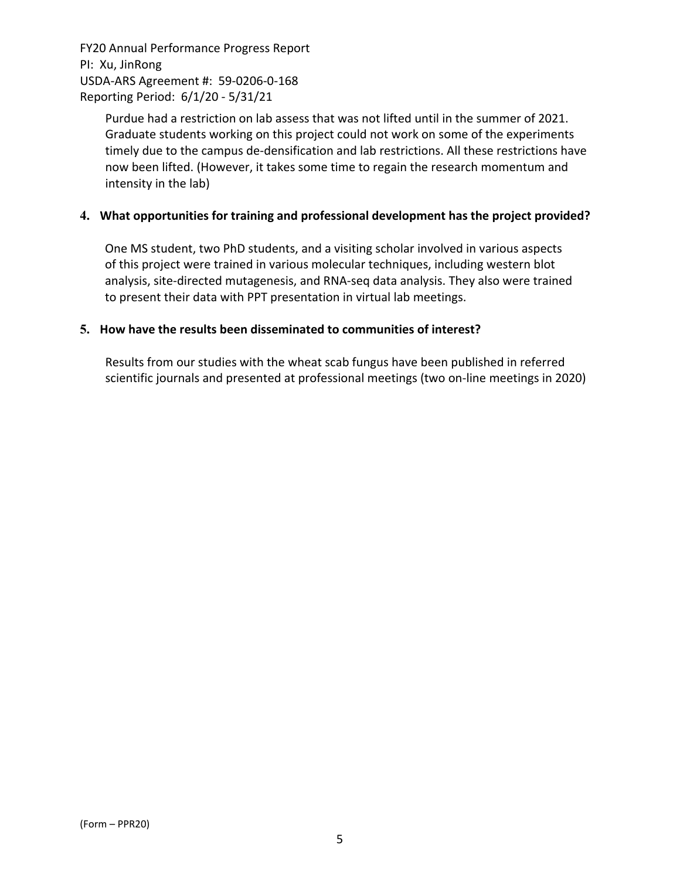Purdue had a restriction on lab assess that was not lifted until in the summer of 2021. Graduate students working on this project could not work on some of the experiments timely due to the campus de-densification and lab restrictions. All these restrictions have now been lifted. (However, it takes some time to regain the research momentum and intensity in the lab)

**4. What opportunities for training and professional development has the project provided?**

One MS student, two PhD students, and a visiting scholar involved in various aspects of this project were trained in various molecular techniques, including western blot analysis, site-directed mutagenesis, and RNA-seq data analysis. They also were trained to present their data with PPT presentation in virtual lab meetings.

**5. How have the results been disseminated to communities of interest?**

Results from our studies with the wheat scab fungus have been published in referred scientific journals and presented at professional meetings (two on-line meetings in 2020)

(Form – PPR20)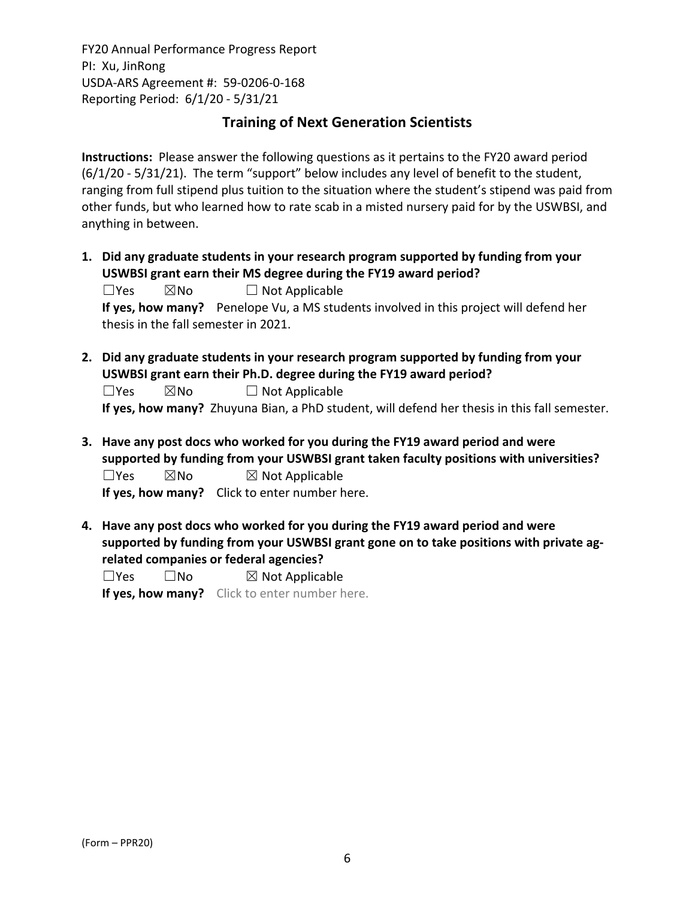## Training of Next Generation Scientists

**Instructions:** Please answer the following questions as it pertains to the FY20 award period (6/1/20 - 5/31/21). The term "support" below includes any level of benefit to the student, ranging from full stipend plus tuition to the situation where the student's stipend was paid from other funds, but who learned how to rate scab in a misted nursery paid for by the USWBSI, and anything in between.

1. **Did any graduate students in your research program supported by funding from your USWBSI grant earn their MS degree during the FY19 award period?**
   ☐Yes ☒No ☐ Not Applicable
   **If yes, how many?** Penelope Vu, a MS students involved in this project will defend her thesis in the fall semester in 2021.

2. **Did any graduate students in your research program supported by funding from your USWBSI grant earn their Ph.D. degree during the FY19 award period?**
   ☐Yes ☒No ☐ Not Applicable
   **If yes, how many?** Zhuyuna Bian, a PhD student, will defend her thesis in this fall semester.

3. **Have any post docs who worked for you during the FY19 award period and were supported by funding from your USWBSI grant taken faculty positions with universities?**
   ☐Yes ☒No ☒ Not Applicable
   **If yes, how many?** Click to enter number here.

4. **Have any post docs who worked for you during the FY19 award period and were supported by funding from your USWBSI grant gone on to take positions with private ag-related companies or federal agencies?**
   ☐Yes ☐No ☒ Not Applicable
   **If yes, how many?** Click to enter number here.

(Form – PPR20)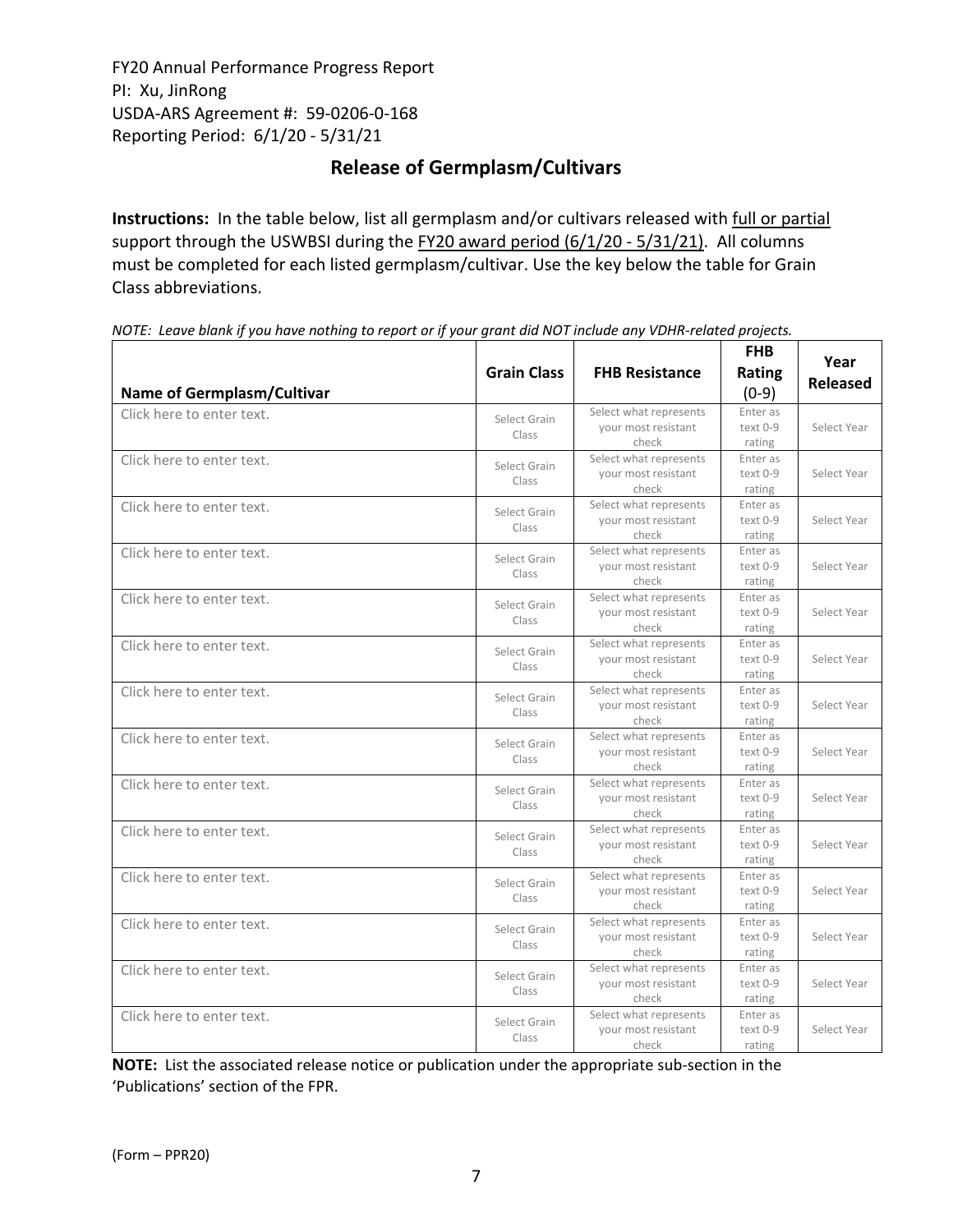FY20 Annual Performance Progress Report
PI: Xu, JinRong
USDA-ARS Agreement #: 59-0206-0-168
Reporting Period: 6/1/20 - 5/31/21

## Release of Germplasm/Cultivars

**Instructions:** In the table below, list all germplasm and/or cultivars released with full or partial support through the USWBSI during the FY20 award period (6/1/20 - 5/31/21). All columns must be completed for each listed germplasm/cultivar. Use the key below the table for Grain Class abbreviations.

*NOTE: Leave blank if you have nothing to report or if your grant did NOT include any VDHR-related projects.*

| Name of Germplasm/Cultivar | Grain Class | FHB Resistance | FHB Rating (0-9) | Year Released |
|---|---|---|---|---|
| Click here to enter text. | Select Grain Class | Select what represents your most resistant check | Enter as text 0-9 rating | Select Year |
| Click here to enter text. | Select Grain Class | Select what represents your most resistant check | Enter as text 0-9 rating | Select Year |
| Click here to enter text. | Select Grain Class | Select what represents your most resistant check | Enter as text 0-9 rating | Select Year |
| Click here to enter text. | Select Grain Class | Select what represents your most resistant check | Enter as text 0-9 rating | Select Year |
| Click here to enter text. | Select Grain Class | Select what represents your most resistant check | Enter as text 0-9 rating | Select Year |
| Click here to enter text. | Select Grain Class | Select what represents your most resistant check | Enter as text 0-9 rating | Select Year |
| Click here to enter text. | Select Grain Class | Select what represents your most resistant check | Enter as text 0-9 rating | Select Year |
| Click here to enter text. | Select Grain Class | Select what represents your most resistant check | Enter as text 0-9 rating | Select Year |
| Click here to enter text. | Select Grain Class | Select what represents your most resistant check | Enter as text 0-9 rating | Select Year |
| Click here to enter text. | Select Grain Class | Select what represents your most resistant check | Enter as text 0-9 rating | Select Year |
| Click here to enter text. | Select Grain Class | Select what represents your most resistant check | Enter as text 0-9 rating | Select Year |
| Click here to enter text. | Select Grain Class | Select what represents your most resistant check | Enter as text 0-9 rating | Select Year |
| Click here to enter text. | Select Grain Class | Select what represents your most resistant check | Enter as text 0-9 rating | Select Year |
| Click here to enter text. | Select Grain Class | Select what represents your most resistant check | Enter as text 0-9 rating | Select Year |

**NOTE:** List the associated release notice or publication under the appropriate sub-section in the 'Publications' section of the FPR.

(Form – PPR20)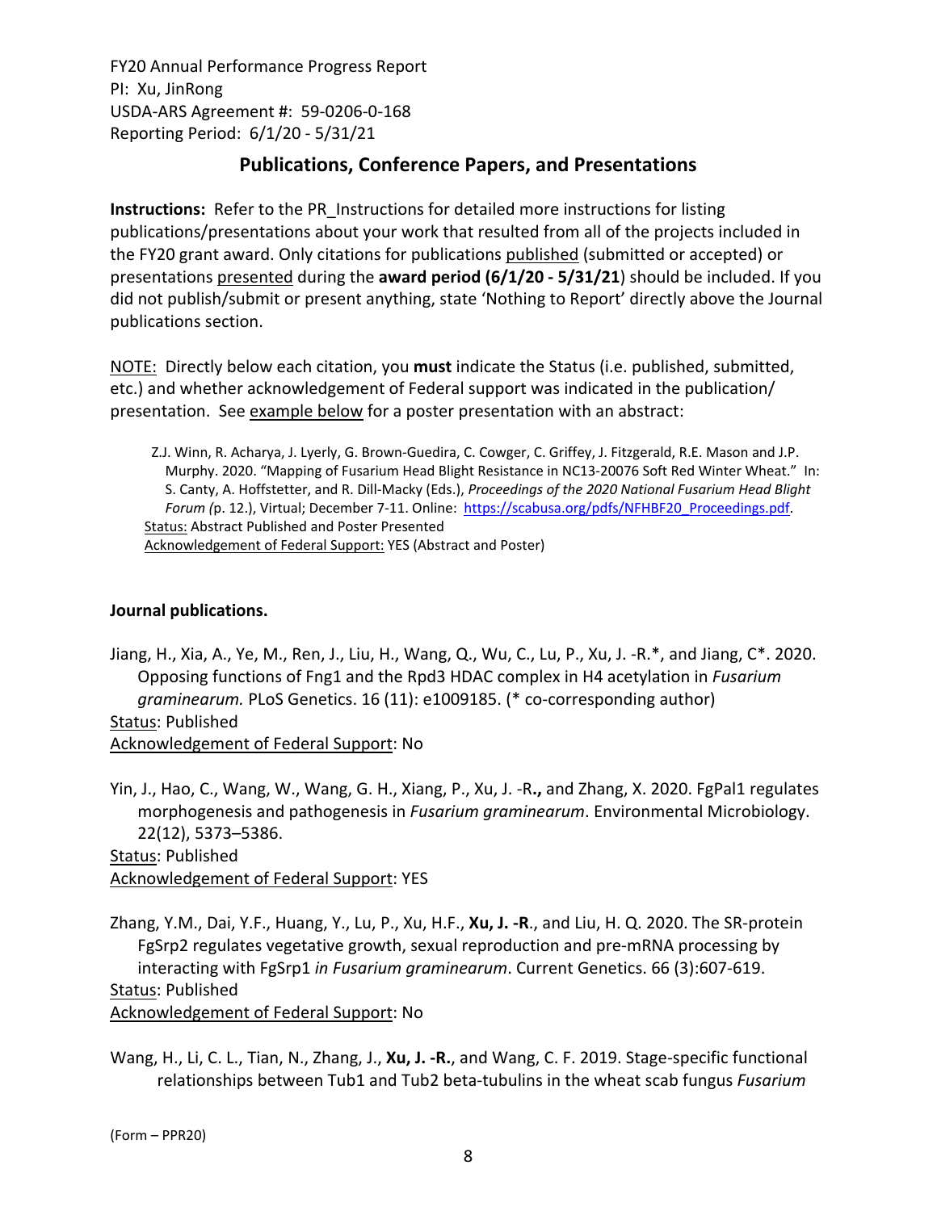FY20 Annual Performance Progress Report
PI: Xu, JinRong
USDA-ARS Agreement #: 59-0206-0-168
Reporting Period: 6/1/20 - 5/31/21

## Publications, Conference Papers, and Presentations

**Instructions:** Refer to the PR_Instructions for detailed more instructions for listing publications/presentations about your work that resulted from all of the projects included in the FY20 grant award. Only citations for publications published (submitted or accepted) or presentations presented during the **award period (6/1/20 - 5/31/21**) should be included. If you did not publish/submit or present anything, state 'Nothing to Report' directly above the Journal publications section.

NOTE: Directly below each citation, you **must** indicate the Status (i.e. published, submitted, etc.) and whether acknowledgement of Federal support was indicated in the publication/ presentation. See example below for a poster presentation with an abstract:

> Z.J. Winn, R. Acharya, J. Lyerly, G. Brown-Guedira, C. Cowger, C. Griffey, J. Fitzgerald, R.E. Mason and J.P. Murphy. 2020. "Mapping of Fusarium Head Blight Resistance in NC13-20076 Soft Red Winter Wheat." In: S. Canty, A. Hoffstetter, and R. Dill-Macky (Eds.), *Proceedings of the 2020 National Fusarium Head Blight Forum (*p. 12.), Virtual; December 7-11. Online: https://scabusa.org/pdfs/NFHBF20_Proceedings.pdf.
> Status: Abstract Published and Poster Presented
> Acknowledgement of Federal Support: YES (Abstract and Poster)

**Journal publications.**

Jiang, H., Xia, A., Ye, M., Ren, J., Liu, H., Wang, Q., Wu, C., Lu, P., Xu, J. -R.*, and Jiang, C*. 2020. Opposing functions of Fng1 and the Rpd3 HDAC complex in H4 acetylation in *Fusarium graminearum.* PLoS Genetics. 16 (11): e1009185. (* co-corresponding author)
Status: Published
Acknowledgement of Federal Support: No

Yin, J., Hao, C., Wang, W., Wang, G. H., Xiang, P., Xu, J. -R**.,** and Zhang, X. 2020. FgPal1 regulates morphogenesis and pathogenesis in *Fusarium graminearum*. Environmental Microbiology. 22(12), 5373–5386.
Status: Published
Acknowledgement of Federal Support: YES

Zhang, Y.M., Dai, Y.F., Huang, Y., Lu, P., Xu, H.F., **Xu, J. -R**., and Liu, H. Q. 2020. The SR-protein FgSrp2 regulates vegetative growth, sexual reproduction and pre-mRNA processing by interacting with FgSrp1 *in Fusarium graminearum*. Current Genetics. 66 (3):607-619.
Status: Published
Acknowledgement of Federal Support: No

Wang, H., Li, C. L., Tian, N., Zhang, J., **Xu, J. -R.**, and Wang, C. F. 2019. Stage-specific functional relationships between Tub1 and Tub2 beta-tubulins in the wheat scab fungus *Fusarium*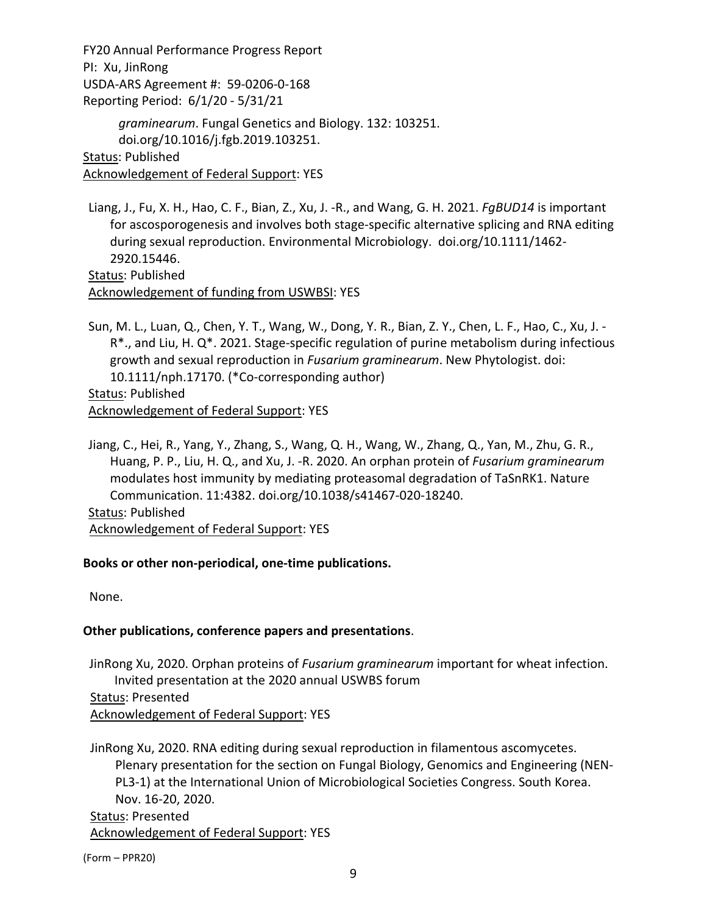*graminearum*. Fungal Genetics and Biology. 132: 103251. doi.org/10.1016/j.fgb.2019.103251.

Status: Published

Acknowledgement of Federal Support: YES

Liang, J., Fu, X. H., Hao, C. F., Bian, Z., Xu, J. -R., and Wang, G. H. 2021. *FgBUD14* is important for ascosporogenesis and involves both stage-specific alternative splicing and RNA editing during sexual reproduction. Environmental Microbiology. doi.org/10.1111/1462-2920.15446.

Status: Published

Acknowledgement of funding from USWBSI: YES

Sun, M. L., Luan, Q., Chen, Y. T., Wang, W., Dong, Y. R., Bian, Z. Y., Chen, L. F., Hao, C., Xu, J. -R*., and Liu, H. Q*. 2021. Stage-specific regulation of purine metabolism during infectious growth and sexual reproduction in *Fusarium graminearum*. New Phytologist. doi: 10.1111/nph.17170. (*Co-corresponding author)

Status: Published

Acknowledgement of Federal Support: YES

Jiang, C., Hei, R., Yang, Y., Zhang, S., Wang, Q. H., Wang, W., Zhang, Q., Yan, M., Zhu, G. R., Huang, P. P., Liu, H. Q., and Xu, J. -R. 2020. An orphan protein of *Fusarium graminearum* modulates host immunity by mediating proteasomal degradation of TaSnRK1. Nature Communication. 11:4382. doi.org/10.1038/s41467-020-18240.

Status: Published

Acknowledgement of Federal Support: YES

**Books or other non-periodical, one-time publications.**

None.

**Other publications, conference papers and presentations**.

JinRong Xu, 2020. Orphan proteins of *Fusarium graminearum* important for wheat infection. Invited presentation at the 2020 annual USWBS forum

Status: Presented

Acknowledgement of Federal Support: YES

JinRong Xu, 2020. RNA editing during sexual reproduction in filamentous ascomycetes. Plenary presentation for the section on Fungal Biology, Genomics and Engineering (NEN-PL3-1) at the International Union of Microbiological Societies Congress. South Korea. Nov. 16-20, 2020.

Status: Presented

Acknowledgement of Federal Support: YES